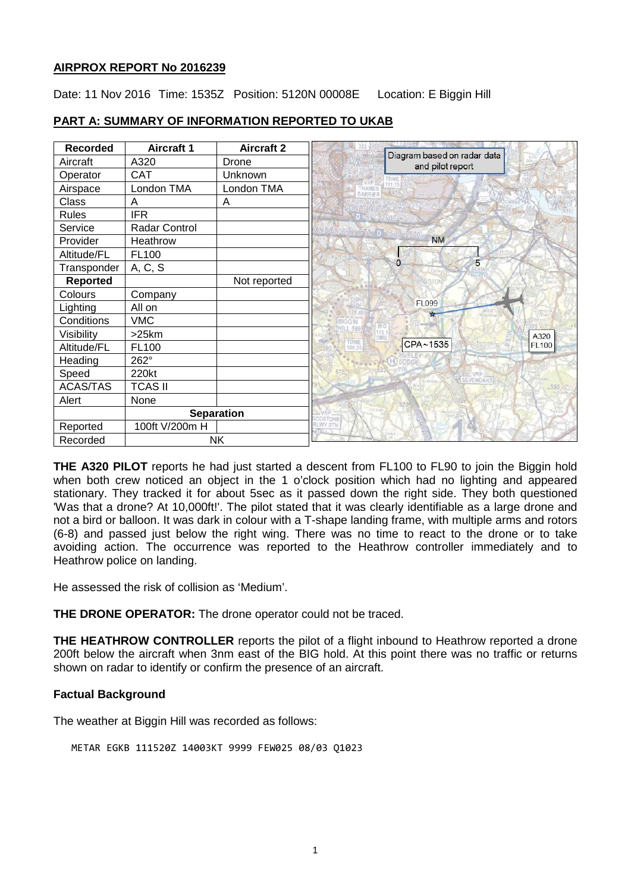## AIRPROX REPORT No 2016239

Date: 11 Nov 2016 Time: 1535Z Position: 5120N 00008E Location: E Biggin Hill

## PART A: SUMMARY OF INFORMATION REPORTED TO UKAB

| Recorded | Aircraft 1 | Aircraft 2 |
|---|---|---|
| Aircraft | A320 | Drone |
| Operator | CAT | Unknown |
| Airspace | London TMA | London TMA |
| Class | A | A |
| Rules | IFR | |
| Service | Radar Control | |
| Provider | Heathrow | |
| Altitude/FL | FL100 | |
| Transponder | A, C, S | |
| **Reported** | | Not reported |
| Colours | Company | |
| Lighting | All on | |
| Conditions | VMC | |
| Visibility | >25km | |
| Altitude/FL | FL100 | |
| Heading | 262° | |
| Speed | 220kt | |
| ACAS/TAS | TCAS II | |
| Alert | None | |
| | **Separation** | |
| Reported | 100ft V/200m H | |
| Recorded | NK | |

Diagram based on radar data and pilot report

**THE A320 PILOT** reports he had just started a descent from FL100 to FL90 to join the Biggin hold when both crew noticed an object in the 1 o'clock position which had no lighting and appeared stationary. They tracked it for about 5sec as it passed down the right side. They both questioned 'Was that a drone? At 10,000ft!'. The pilot stated that it was clearly identifiable as a large drone and not a bird or balloon. It was dark in colour with a T-shape landing frame, with multiple arms and rotors (6-8) and passed just below the right wing. There was no time to react to the drone or to take avoiding action. The occurrence was reported to the Heathrow controller immediately and to Heathrow police on landing.

He assessed the risk of collision as 'Medium'.

**THE DRONE OPERATOR:** The drone operator could not be traced.

**THE HEATHROW CONTROLLER** reports the pilot of a flight inbound to Heathrow reported a drone 200ft below the aircraft when 3nm east of the BIG hold. At this point there was no traffic or returns shown on radar to identify or confirm the presence of an aircraft.

### Factual Background

The weather at Biggin Hill was recorded as follows:

```
METAR EGKB 111520Z 14003KT 9999 FEW025 08/03 Q1023
```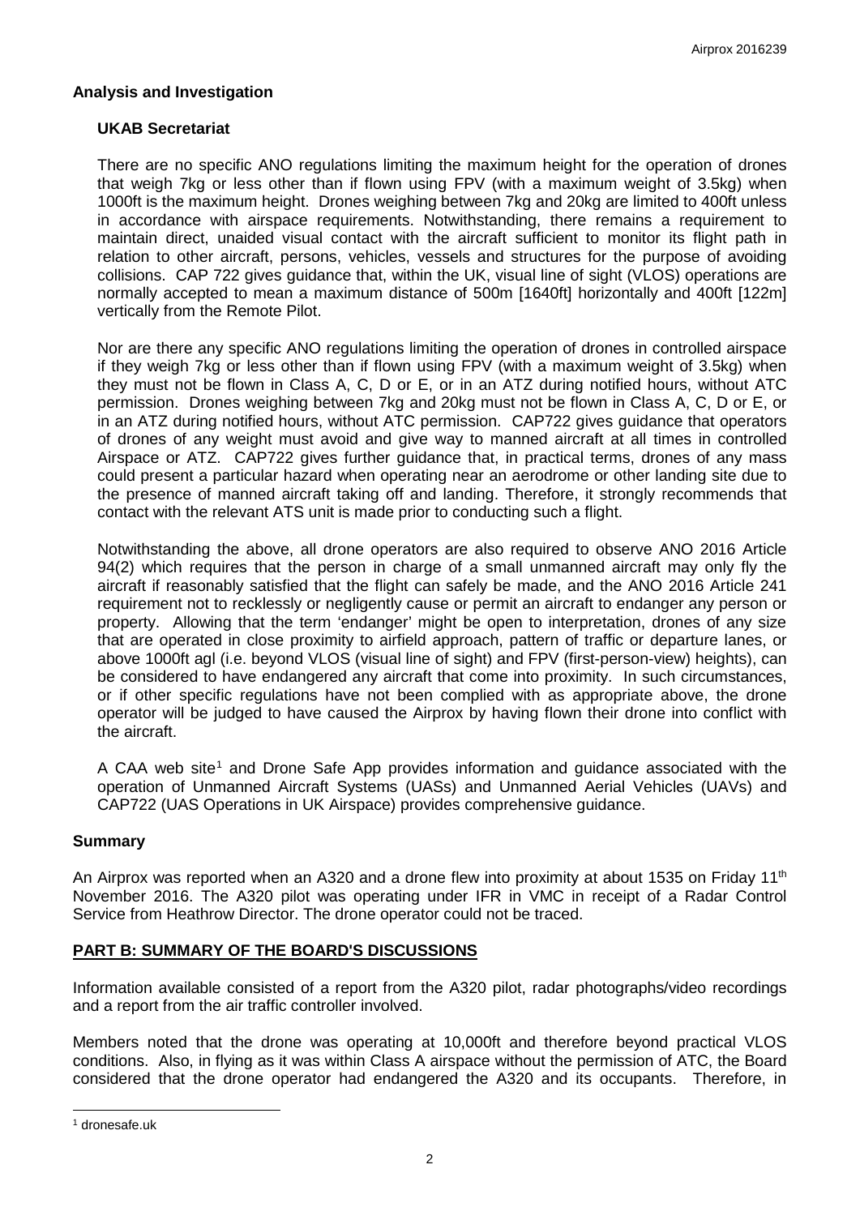## Analysis and Investigation

### UKAB Secretariat

There are no specific ANO regulations limiting the maximum height for the operation of drones that weigh 7kg or less other than if flown using FPV (with a maximum weight of 3.5kg) when 1000ft is the maximum height. Drones weighing between 7kg and 20kg are limited to 400ft unless in accordance with airspace requirements. Notwithstanding, there remains a requirement to maintain direct, unaided visual contact with the aircraft sufficient to monitor its flight path in relation to other aircraft, persons, vehicles, vessels and structures for the purpose of avoiding collisions. CAP 722 gives guidance that, within the UK, visual line of sight (VLOS) operations are normally accepted to mean a maximum distance of 500m [1640ft] horizontally and 400ft [122m] vertically from the Remote Pilot.

Nor are there any specific ANO regulations limiting the operation of drones in controlled airspace if they weigh 7kg or less other than if flown using FPV (with a maximum weight of 3.5kg) when they must not be flown in Class A, C, D or E, or in an ATZ during notified hours, without ATC permission. Drones weighing between 7kg and 20kg must not be flown in Class A, C, D or E, or in an ATZ during notified hours, without ATC permission. CAP722 gives guidance that operators of drones of any weight must avoid and give way to manned aircraft at all times in controlled Airspace or ATZ. CAP722 gives further guidance that, in practical terms, drones of any mass could present a particular hazard when operating near an aerodrome or other landing site due to the presence of manned aircraft taking off and landing. Therefore, it strongly recommends that contact with the relevant ATS unit is made prior to conducting such a flight.

Notwithstanding the above, all drone operators are also required to observe ANO 2016 Article 94(2) which requires that the person in charge of a small unmanned aircraft may only fly the aircraft if reasonably satisfied that the flight can safely be made, and the ANO 2016 Article 241 requirement not to recklessly or negligently cause or permit an aircraft to endanger any person or property. Allowing that the term 'endanger' might be open to interpretation, drones of any size that are operated in close proximity to airfield approach, pattern of traffic or departure lanes, or above 1000ft agl (i.e. beyond VLOS (visual line of sight) and FPV (first-person-view) heights), can be considered to have endangered any aircraft that come into proximity. In such circumstances, or if other specific regulations have not been complied with as appropriate above, the drone operator will be judged to have caused the Airprox by having flown their drone into conflict with the aircraft.

A CAA web site[1] and Drone Safe App provides information and guidance associated with the operation of Unmanned Aircraft Systems (UASs) and Unmanned Aerial Vehicles (UAVs) and CAP722 (UAS Operations in UK Airspace) provides comprehensive guidance.

## Summary

An Airprox was reported when an A320 and a drone flew into proximity at about 1535 on Friday 11th November 2016. The A320 pilot was operating under IFR in VMC in receipt of a Radar Control Service from Heathrow Director. The drone operator could not be traced.

## PART B: SUMMARY OF THE BOARD'S DISCUSSIONS

Information available consisted of a report from the A320 pilot, radar photographs/video recordings and a report from the air traffic controller involved.

Members noted that the drone was operating at 10,000ft and therefore beyond practical VLOS conditions. Also, in flying as it was within Class A airspace without the permission of ATC, the Board considered that the drone operator had endangered the A320 and its occupants. Therefore, in

[1] dronesafe.uk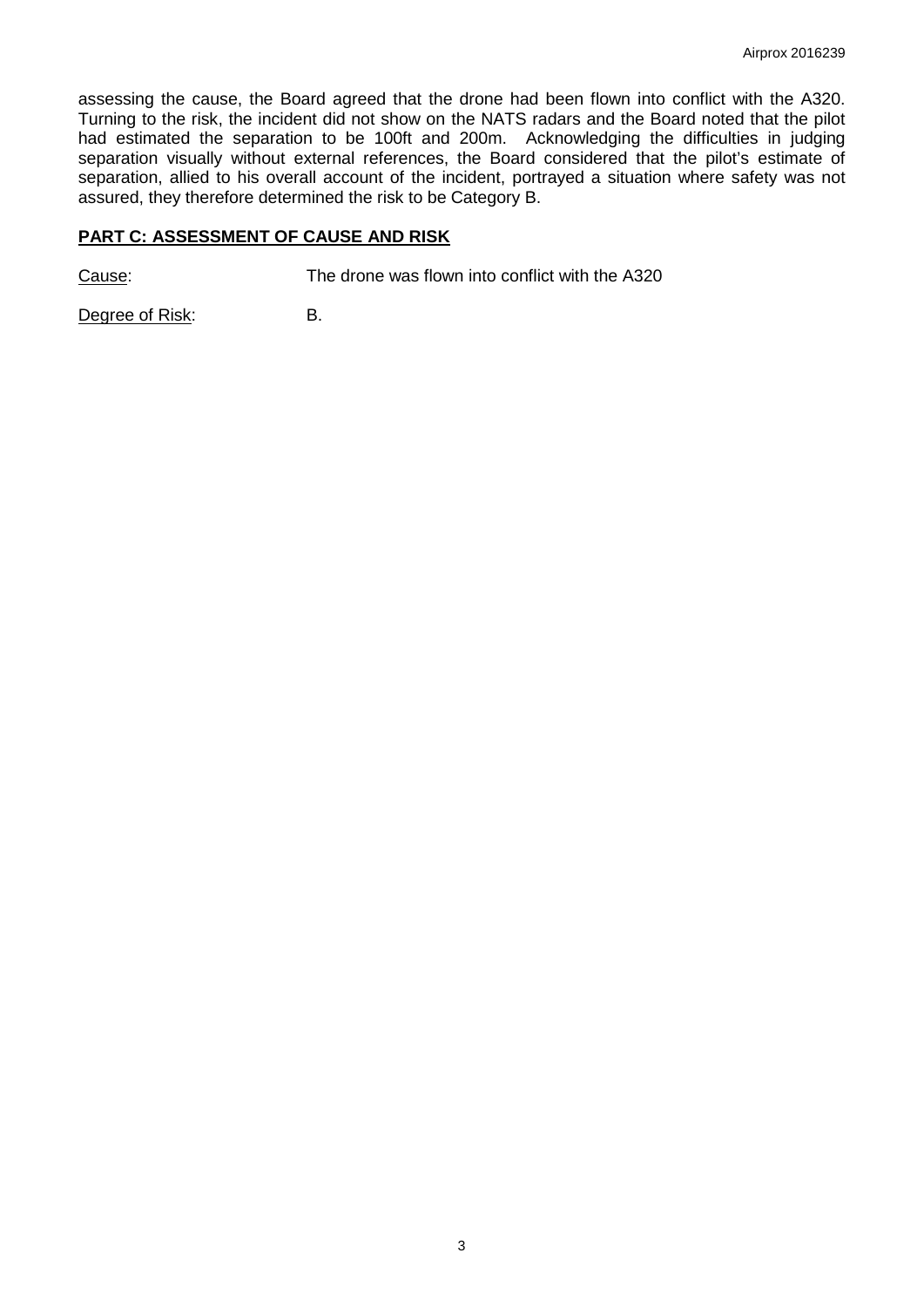assessing the cause, the Board agreed that the drone had been flown into conflict with the A320. Turning to the risk, the incident did not show on the NATS radars and the Board noted that the pilot had estimated the separation to be 100ft and 200m. Acknowledging the difficulties in judging separation visually without external references, the Board considered that the pilot's estimate of separation, allied to his overall account of the incident, portrayed a situation where safety was not assured, they therefore determined the risk to be Category B.

## PART C: ASSESSMENT OF CAUSE AND RISK

Cause: The drone was flown into conflict with the A320

Degree of Risk: B.